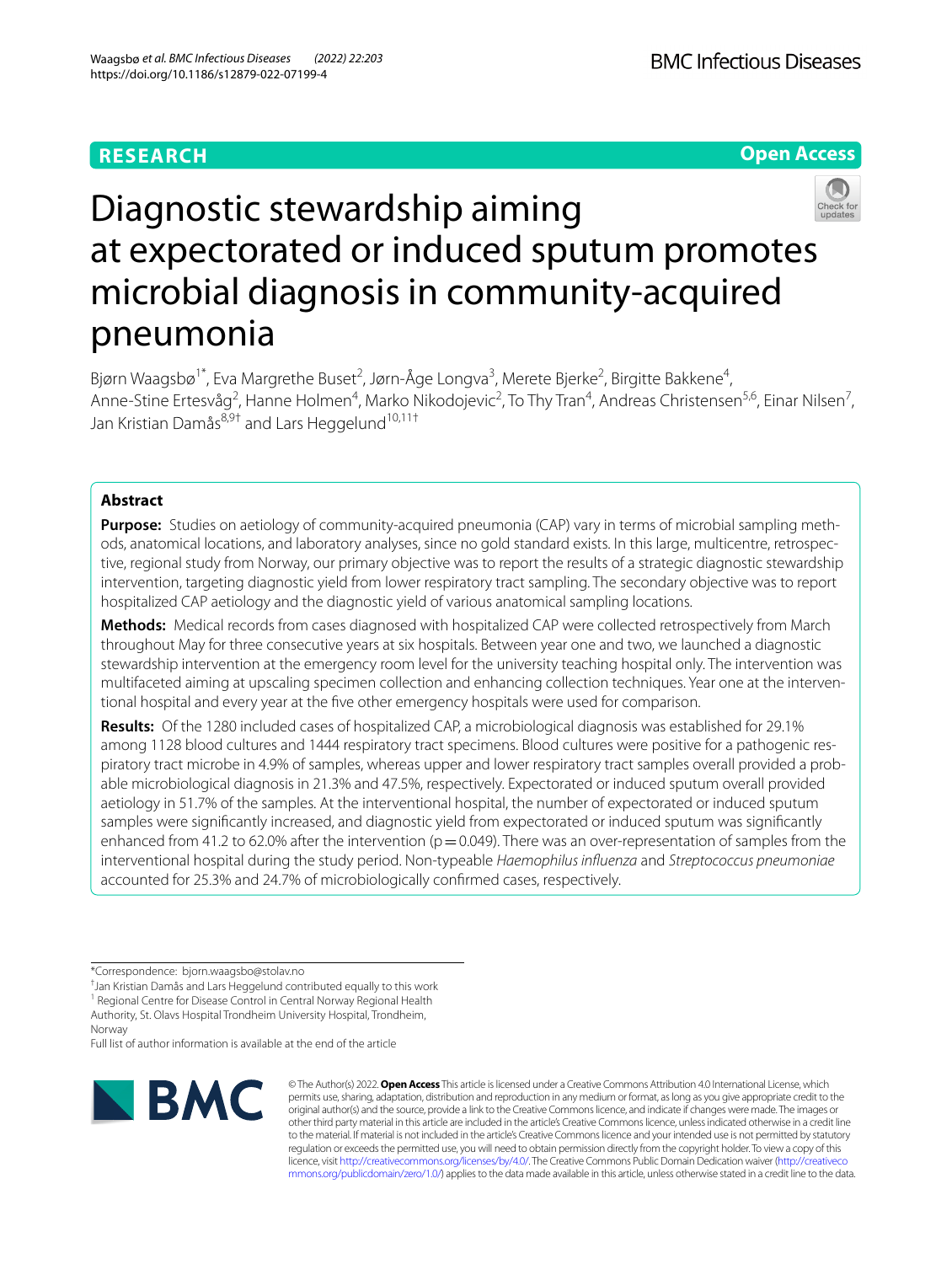RESEARCH

Open Access

# Diagnostic stewardship aiming at expectorated or induced sputum promotes microbial diagnosis in community-acquired pneumonia

Bjørn Waagsbø[1*], Eva Margrethe Buset[2], Jørn-Åge Longva[3], Merete Bjerke[2], Birgitte Bakkene[4], Anne-Stine Ertesvåg[2], Hanne Holmen[4], Marko Nikodojevic[2], To Thy Tran[4], Andreas Christensen[5,6], Einar Nilsen[7], Jan Kristian Damås[8,9†] and Lars Heggelund[10,11†]

## Abstract

**Purpose:** Studies on aetiology of community-acquired pneumonia (CAP) vary in terms of microbial sampling methods, anatomical locations, and laboratory analyses, since no gold standard exists. In this large, multicentre, retrospective, regional study from Norway, our primary objective was to report the results of a strategic diagnostic stewardship intervention, targeting diagnostic yield from lower respiratory tract sampling. The secondary objective was to report hospitalized CAP aetiology and the diagnostic yield of various anatomical sampling locations.

**Methods:** Medical records from cases diagnosed with hospitalized CAP were collected retrospectively from March throughout May for three consecutive years at six hospitals. Between year one and two, we launched a diagnostic stewardship intervention at the emergency room level for the university teaching hospital only. The intervention was multifaceted aiming at upscaling specimen collection and enhancing collection techniques. Year one at the interventional hospital and every year at the five other emergency hospitals were used for comparison.

**Results:** Of the 1280 included cases of hospitalized CAP, a microbiological diagnosis was established for 29.1% among 1128 blood cultures and 1444 respiratory tract specimens. Blood cultures were positive for a pathogenic respiratory tract microbe in 4.9% of samples, whereas upper and lower respiratory tract samples overall provided a probable microbiological diagnosis in 21.3% and 47.5%, respectively. Expectorated or induced sputum overall provided aetiology in 51.7% of the samples. At the interventional hospital, the number of expectorated or induced sputum samples were significantly increased, and diagnostic yield from expectorated or induced sputum was significantly enhanced from 41.2 to 62.0% after the intervention ($p = 0.049$). There was an over-representation of samples from the interventional hospital during the study period. Non-typeable *Haemophilus influenza* and *Streptococcus pneumoniae* accounted for 25.3% and 24.7% of microbiologically confirmed cases, respectively.

*Correspondence: bjorn.waagsbo@stolav.no

†Jan Kristian Damås and Lars Heggelund contributed equally to this work

[1] Regional Centre for Disease Control in Central Norway Regional Health Authority, St. Olavs Hospital Trondheim University Hospital, Trondheim, Norway

Full list of author information is available at the end of the article

© The Author(s) 2022. **Open Access** This article is licensed under a Creative Commons Attribution 4.0 International License, which permits use, sharing, adaptation, distribution and reproduction in any medium or format, as long as you give appropriate credit to the original author(s) and the source, provide a link to the Creative Commons licence, and indicate if changes were made. The images or other third party material in this article are included in the article's Creative Commons licence, unless indicated otherwise in a credit line to the material. If material is not included in the article's Creative Commons licence and your intended use is not permitted by statutory regulation or exceeds the permitted use, you will need to obtain permission directly from the copyright holder. To view a copy of this licence, visit http://creativecommons.org/licenses/by/4.0/. The Creative Commons Public Domain Dedication waiver (http://creativecommons.org/publicdomain/zero/1.0/) applies to the data made available in this article, unless otherwise stated in a credit line to the data.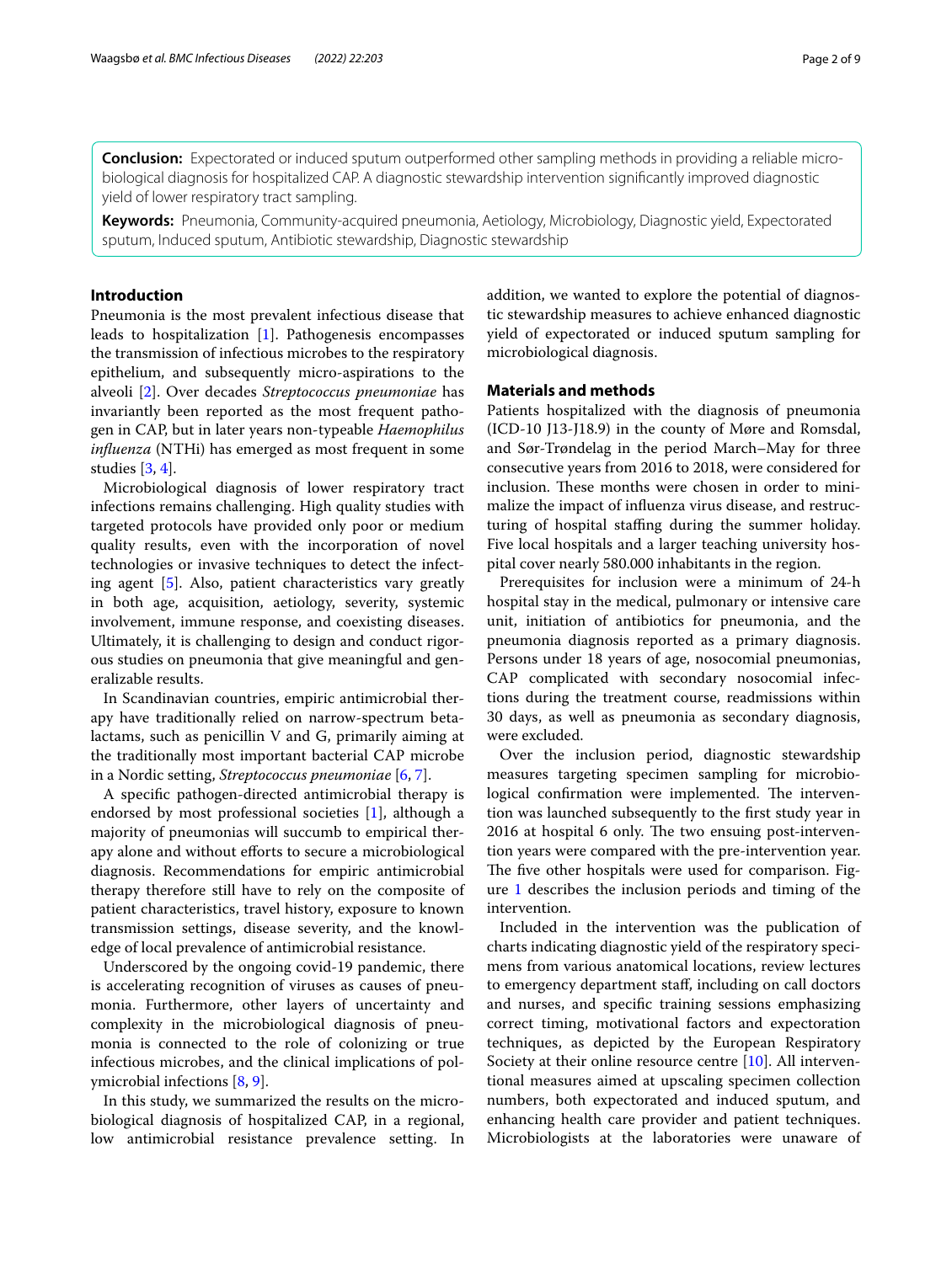**Conclusion:** Expectorated or induced sputum outperformed other sampling methods in providing a reliable microbiological diagnosis for hospitalized CAP. A diagnostic stewardship intervention significantly improved diagnostic yield of lower respiratory tract sampling.

**Keywords:** Pneumonia, Community-acquired pneumonia, Aetiology, Microbiology, Diagnostic yield, Expectorated sputum, Induced sputum, Antibiotic stewardship, Diagnostic stewardship

## Introduction

Pneumonia is the most prevalent infectious disease that leads to hospitalization [1]. Pathogenesis encompasses the transmission of infectious microbes to the respiratory epithelium, and subsequently micro-aspirations to the alveoli [2]. Over decades *Streptococcus pneumoniae* has invariantly been reported as the most frequent pathogen in CAP, but in later years non-typeable *Haemophilus influenza* (NTHi) has emerged as most frequent in some studies [3, 4].

Microbiological diagnosis of lower respiratory tract infections remains challenging. High quality studies with targeted protocols have provided only poor or medium quality results, even with the incorporation of novel technologies or invasive techniques to detect the infecting agent [5]. Also, patient characteristics vary greatly in both age, acquisition, aetiology, severity, systemic involvement, immune response, and coexisting diseases. Ultimately, it is challenging to design and conduct rigorous studies on pneumonia that give meaningful and generalizable results.

In Scandinavian countries, empiric antimicrobial therapy have traditionally relied on narrow-spectrum beta-lactams, such as penicillin V and G, primarily aiming at the traditionally most important bacterial CAP microbe in a Nordic setting, *Streptococcus pneumoniae* [6, 7].

A specific pathogen-directed antimicrobial therapy is endorsed by most professional societies [1], although a majority of pneumonias will succumb to empirical therapy alone and without efforts to secure a microbiological diagnosis. Recommendations for empiric antimicrobial therapy therefore still have to rely on the composite of patient characteristics, travel history, exposure to known transmission settings, disease severity, and the knowledge of local prevalence of antimicrobial resistance.

Underscored by the ongoing covid-19 pandemic, there is accelerating recognition of viruses as causes of pneumonia. Furthermore, other layers of uncertainty and complexity in the microbiological diagnosis of pneumonia is connected to the role of colonizing or true infectious microbes, and the clinical implications of polymicrobial infections [8, 9].

In this study, we summarized the results on the microbiological diagnosis of hospitalized CAP, in a regional, low antimicrobial resistance prevalence setting. In addition, we wanted to explore the potential of diagnostic stewardship measures to achieve enhanced diagnostic yield of expectorated or induced sputum sampling for microbiological diagnosis.

## Materials and methods

Patients hospitalized with the diagnosis of pneumonia (ICD-10 J13-J18.9) in the county of Møre and Romsdal, and Sør-Trøndelag in the period March–May for three consecutive years from 2016 to 2018, were considered for inclusion. These months were chosen in order to minimalize the impact of influenza virus disease, and restructuring of hospital staffing during the summer holiday. Five local hospitals and a larger teaching university hospital cover nearly 580.000 inhabitants in the region.

Prerequisites for inclusion were a minimum of 24-h hospital stay in the medical, pulmonary or intensive care unit, initiation of antibiotics for pneumonia, and the pneumonia diagnosis reported as a primary diagnosis. Persons under 18 years of age, nosocomial pneumonias, CAP complicated with secondary nosocomial infections during the treatment course, readmissions within 30 days, as well as pneumonia as secondary diagnosis, were excluded.

Over the inclusion period, diagnostic stewardship measures targeting specimen sampling for microbiological confirmation were implemented. The intervention was launched subsequently to the first study year in 2016 at hospital 6 only. The two ensuing post-intervention years were compared with the pre-intervention year. The five other hospitals were used for comparison. Figure 1 describes the inclusion periods and timing of the intervention.

Included in the intervention was the publication of charts indicating diagnostic yield of the respiratory specimens from various anatomical locations, review lectures to emergency department staff, including on call doctors and nurses, and specific training sessions emphasizing correct timing, motivational factors and expectoration techniques, as depicted by the European Respiratory Society at their online resource centre [10]. All interventional measures aimed at upscaling specimen collection numbers, both expectorated and induced sputum, and enhancing health care provider and patient techniques. Microbiologists at the laboratories were unaware of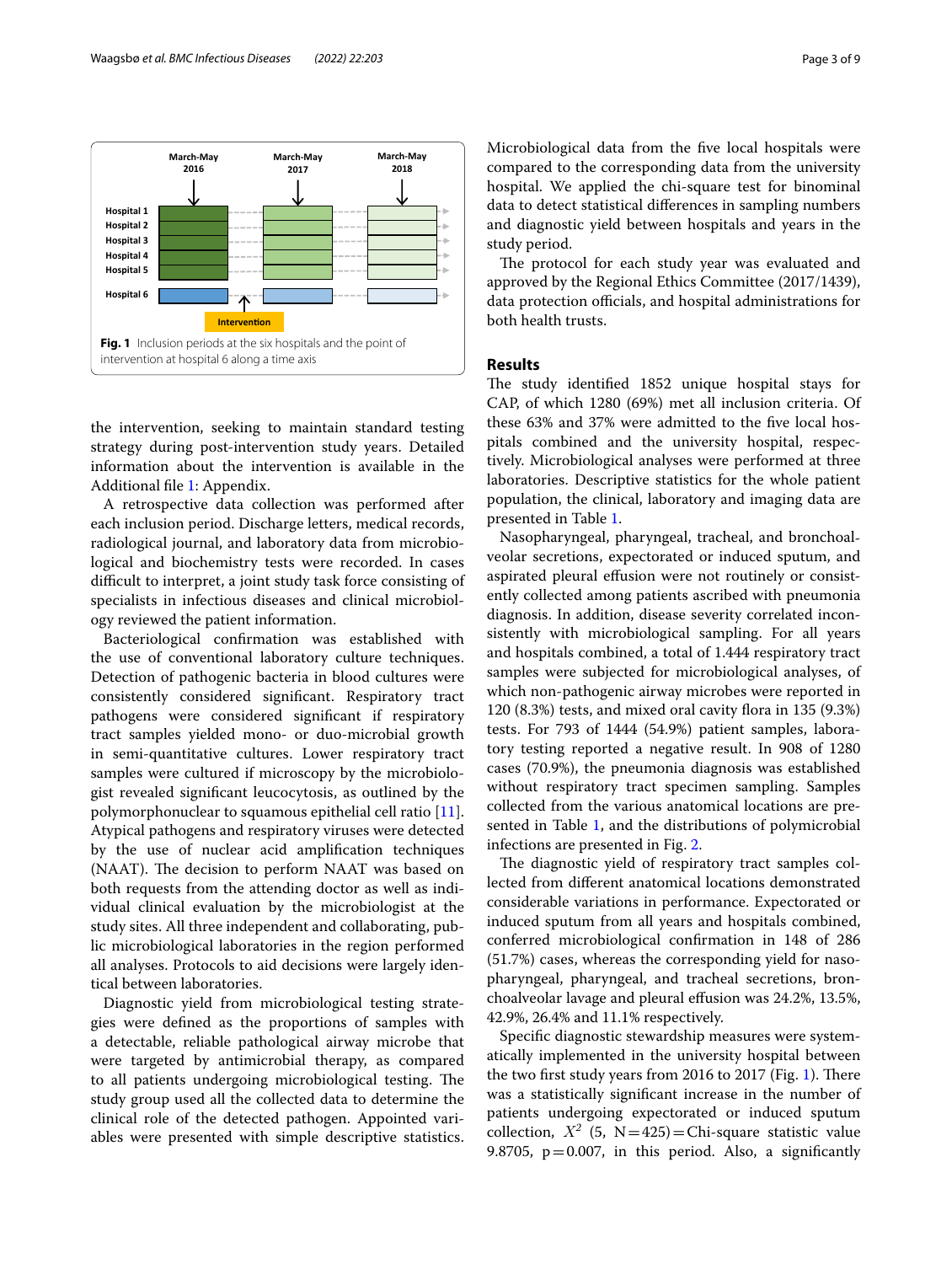Fig. 1 Inclusion periods at the six hospitals and the point of intervention at hospital 6 along a time axis

the intervention, seeking to maintain standard testing strategy during post-intervention study years. Detailed information about the intervention is available in the Additional file 1: Appendix.

A retrospective data collection was performed after each inclusion period. Discharge letters, medical records, radiological journal, and laboratory data from microbiological and biochemistry tests were recorded. In cases difficult to interpret, a joint study task force consisting of specialists in infectious diseases and clinical microbiology reviewed the patient information.

Bacteriological confirmation was established with the use of conventional laboratory culture techniques. Detection of pathogenic bacteria in blood cultures were consistently considered significant. Respiratory tract pathogens were considered significant if respiratory tract samples yielded mono- or duo-microbial growth in semi-quantitative cultures. Lower respiratory tract samples were cultured if microscopy by the microbiologist revealed significant leucocytosis, as outlined by the polymorphonuclear to squamous epithelial cell ratio [11]. Atypical pathogens and respiratory viruses were detected by the use of nuclear acid amplification techniques (NAAT). The decision to perform NAAT was based on both requests from the attending doctor as well as individual clinical evaluation by the microbiologist at the study sites. All three independent and collaborating, public microbiological laboratories in the region performed all analyses. Protocols to aid decisions were largely identical between laboratories.

Diagnostic yield from microbiological testing strategies were defined as the proportions of samples with a detectable, reliable pathological airway microbe that were targeted by antimicrobial therapy, as compared to all patients undergoing microbiological testing. The study group used all the collected data to determine the clinical role of the detected pathogen. Appointed variables were presented with simple descriptive statistics. Microbiological data from the five local hospitals were compared to the corresponding data from the university hospital. We applied the chi-square test for binominal data to detect statistical differences in sampling numbers and diagnostic yield between hospitals and years in the study period.

The protocol for each study year was evaluated and approved by the Regional Ethics Committee (2017/1439), data protection officials, and hospital administrations for both health trusts.

## Results

The study identified 1852 unique hospital stays for CAP, of which 1280 (69%) met all inclusion criteria. Of these 63% and 37% were admitted to the five local hospitals combined and the university hospital, respectively. Microbiological analyses were performed at three laboratories. Descriptive statistics for the whole patient population, the clinical, laboratory and imaging data are presented in Table 1.

Nasopharyngeal, pharyngeal, tracheal, and bronchoalveolar secretions, expectorated or induced sputum, and aspirated pleural effusion were not routinely or consistently collected among patients ascribed with pneumonia diagnosis. In addition, disease severity correlated inconsistently with microbiological sampling. For all years and hospitals combined, a total of 1.444 respiratory tract samples were subjected for microbiological analyses, of which non-pathogenic airway microbes were reported in 120 (8.3%) tests, and mixed oral cavity flora in 135 (9.3%) tests. For 793 of 1444 (54.9%) patient samples, laboratory testing reported a negative result. In 908 of 1280 cases (70.9%), the pneumonia diagnosis was established without respiratory tract specimen sampling. Samples collected from the various anatomical locations are presented in Table 1, and the distributions of polymicrobial infections are presented in Fig. 2.

The diagnostic yield of respiratory tract samples collected from different anatomical locations demonstrated considerable variations in performance. Expectorated or induced sputum from all years and hospitals combined, conferred microbiological confirmation in 148 of 286 (51.7%) cases, whereas the corresponding yield for nasopharyngeal, pharyngeal, and tracheal secretions, bronchoalveolar lavage and pleural effusion was 24.2%, 13.5%, 42.9%, 26.4% and 11.1% respectively.

Specific diagnostic stewardship measures were systematically implemented in the university hospital between the two first study years from 2016 to 2017 (Fig. 1). There was a statistically significant increase in the number of patients undergoing expectorated or induced sputum collection, $X^2$ (5, N = 425) = Chi-square statistic value 9.8705, p = 0.007, in this period. Also, a significantly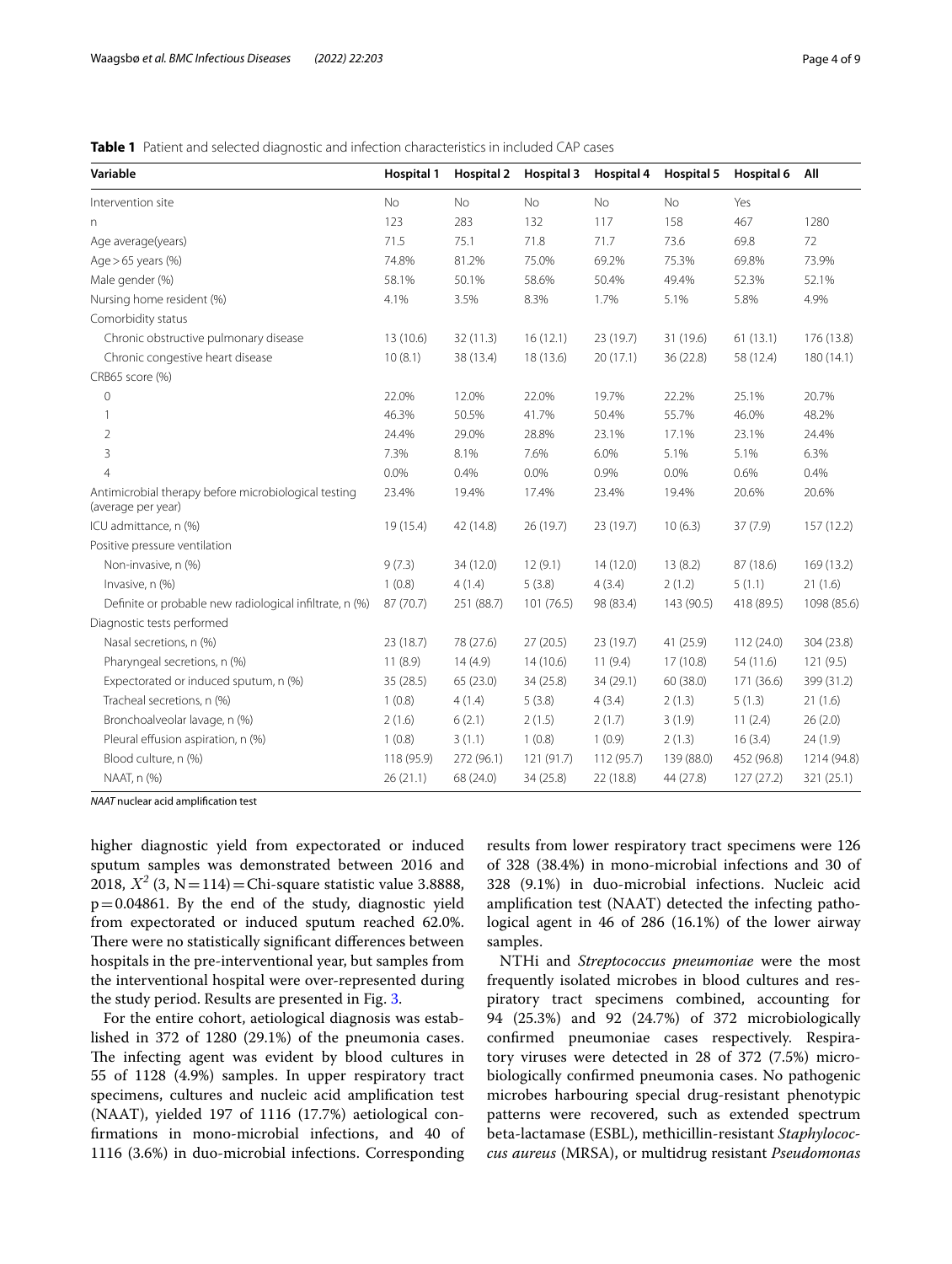**Table 1** Patient and selected diagnostic and infection characteristics in included CAP cases

| Variable | Hospital 1 | Hospital 2 | Hospital 3 | Hospital 4 | Hospital 5 | Hospital 6 | All |
|---|---|---|---|---|---|---|---|
| Intervention site | No | No | No | No | No | Yes | |
| n | 123 | 283 | 132 | 117 | 158 | 467 | 1280 |
| Age average(years) | 71.5 | 75.1 | 71.8 | 71.7 | 73.6 | 69.8 | 72 |
| Age > 65 years (%) | 74.8% | 81.2% | 75.0% | 69.2% | 75.3% | 69.8% | 73.9% |
| Male gender (%) | 58.1% | 50.1% | 58.6% | 50.4% | 49.4% | 52.3% | 52.1% |
| Nursing home resident (%) | 4.1% | 3.5% | 8.3% | 1.7% | 5.1% | 5.8% | 4.9% |
| Comorbidity status | | | | | | | |
| Chronic obstructive pulmonary disease | 13 (10.6) | 32 (11.3) | 16 (12.1) | 23 (19.7) | 31 (19.6) | 61 (13.1) | 176 (13.8) |
| Chronic congestive heart disease | 10 (8.1) | 38 (13.4) | 18 (13.6) | 20 (17.1) | 36 (22.8) | 58 (12.4) | 180 (14.1) |
| CRB65 score (%) | | | | | | | |
| 0 | 22.0% | 12.0% | 22.0% | 19.7% | 22.2% | 25.1% | 20.7% |
| 1 | 46.3% | 50.5% | 41.7% | 50.4% | 55.7% | 46.0% | 48.2% |
| 2 | 24.4% | 29.0% | 28.8% | 23.1% | 17.1% | 23.1% | 24.4% |
| 3 | 7.3% | 8.1% | 7.6% | 6.0% | 5.1% | 5.1% | 6.3% |
| 4 | 0.0% | 0.4% | 0.0% | 0.9% | 0.0% | 0.6% | 0.4% |
| Antimicrobial therapy before microbiological testing (average per year) | 23.4% | 19.4% | 17.4% | 23.4% | 19.4% | 20.6% | 20.6% |
| ICU admittance, n (%) | 19 (15.4) | 42 (14.8) | 26 (19.7) | 23 (19.7) | 10 (6.3) | 37 (7.9) | 157 (12.2) |
| Positive pressure ventilation | | | | | | | |
| Non-invasive, n (%) | 9 (7.3) | 34 (12.0) | 12 (9.1) | 14 (12.0) | 13 (8.2) | 87 (18.6) | 169 (13.2) |
| Invasive, n (%) | 1 (0.8) | 4 (1.4) | 5 (3.8) | 4 (3.4) | 2 (1.2) | 5 (1.1) | 21 (1.6) |
| Definite or probable new radiological infiltrate, n (%) | 87 (70.7) | 251 (88.7) | 101 (76.5) | 98 (83.4) | 143 (90.5) | 418 (89.5) | 1098 (85.6) |
| Diagnostic tests performed | | | | | | | |
| Nasal secretions, n (%) | 23 (18.7) | 78 (27.6) | 27 (20.5) | 23 (19.7) | 41 (25.9) | 112 (24.0) | 304 (23.8) |
| Pharyngeal secretions, n (%) | 11 (8.9) | 14 (4.9) | 14 (10.6) | 11 (9.4) | 17 (10.8) | 54 (11.6) | 121 (9.5) |
| Expectorated or induced sputum, n (%) | 35 (28.5) | 65 (23.0) | 34 (25.8) | 34 (29.1) | 60 (38.0) | 171 (36.6) | 399 (31.2) |
| Tracheal secretions, n (%) | 1 (0.8) | 4 (1.4) | 5 (3.8) | 4 (3.4) | 2 (1.3) | 5 (1.3) | 21 (1.6) |
| Bronchoalveolar lavage, n (%) | 2 (1.6) | 6 (2.1) | 2 (1.5) | 2 (1.7) | 3 (1.9) | 11 (2.4) | 26 (2.0) |
| Pleural effusion aspiration, n (%) | 1 (0.8) | 3 (1.1) | 1 (0.8) | 1 (0.9) | 2 (1.3) | 16 (3.4) | 24 (1.9) |
| Blood culture, n (%) | 118 (95.9) | 272 (96.1) | 121 (91.7) | 112 (95.7) | 139 (88.0) | 452 (96.8) | 1214 (94.8) |
| NAAT, n (%) | 26 (21.1) | 68 (24.0) | 34 (25.8) | 22 (18.8) | 44 (27.8) | 127 (27.2) | 321 (25.1) |

*NAAT* nuclear acid amplification test

higher diagnostic yield from expectorated or induced sputum samples was demonstrated between 2016 and 2018, $X^2$ (3, N = 114) = Chi-square statistic value 3.8888, p = 0.04861. By the end of the study, diagnostic yield from expectorated or induced sputum reached 62.0%. There were no statistically significant differences between hospitals in the pre-interventional year, but samples from the interventional hospital were over-represented during the study period. Results are presented in Fig. 3.

For the entire cohort, aetiological diagnosis was established in 372 of 1280 (29.1%) of the pneumonia cases. The infecting agent was evident by blood cultures in 55 of 1128 (4.9%) samples. In upper respiratory tract specimens, cultures and nucleic acid amplification test (NAAT), yielded 197 of 1116 (17.7%) aetiological confirmations in mono-microbial infections, and 40 of 1116 (3.6%) in duo-microbial infections. Corresponding results from lower respiratory tract specimens were 126 of 328 (38.4%) in mono-microbial infections and 30 of 328 (9.1%) in duo-microbial infections. Nucleic acid amplification test (NAAT) detected the infecting pathological agent in 46 of 286 (16.1%) of the lower airway samples.

NTHi and *Streptococcus pneumoniae* were the most frequently isolated microbes in blood cultures and respiratory tract specimens combined, accounting for 94 (25.3%) and 92 (24.7%) of 372 microbiologically confirmed pneumoniae cases respectively. Respiratory viruses were detected in 28 of 372 (7.5%) microbiologically confirmed pneumonia cases. No pathogenic microbes harbouring special drug-resistant phenotypic patterns were recovered, such as extended spectrum beta-lactamase (ESBL), methicillin-resistant *Staphylococcus aureus* (MRSA), or multidrug resistant *Pseudomonas*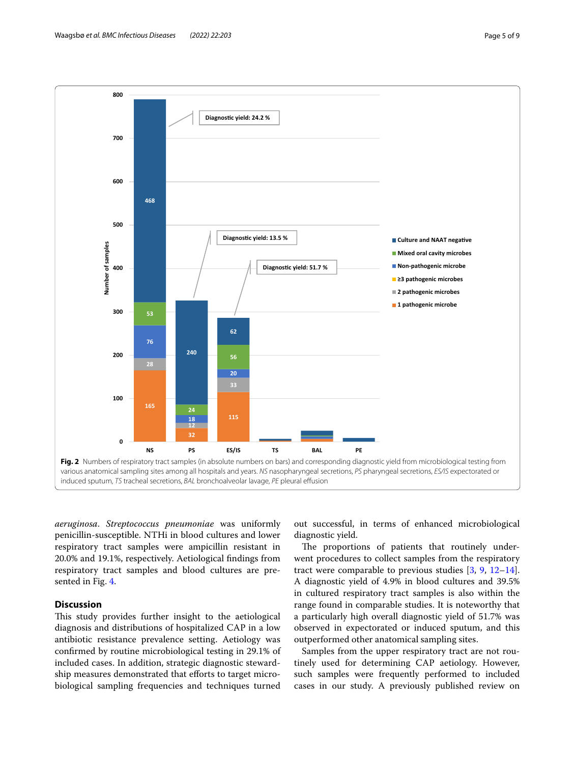Fig. 2 Numbers of respiratory tract samples (in absolute numbers on bars) and corresponding diagnostic yield from microbiological testing from various anatomical sampling sites among all hospitals and years. *NS* nasopharyngeal secretions, *PS* pharyngeal secretions, *ES/IS* expectorated or induced sputum, *TS* tracheal secretions, *BAL* bronchoalveolar lavage, *PE* pleural effusion

*aeruginosa*. *Streptococcus pneumoniae* was uniformly penicillin-susceptible. NTHi in blood cultures and lower respiratory tract samples were ampicillin resistant in 20.0% and 19.1%, respectively. Aetiological findings from respiratory tract samples and blood cultures are presented in Fig. 4.

## Discussion

This study provides further insight to the aetiological diagnosis and distributions of hospitalized CAP in a low antibiotic resistance prevalence setting. Aetiology was confirmed by routine microbiological testing in 29.1% of included cases. In addition, strategic diagnostic stewardship measures demonstrated that efforts to target microbiological sampling frequencies and techniques turned out successful, in terms of enhanced microbiological diagnostic yield.

The proportions of patients that routinely underwent procedures to collect samples from the respiratory tract were comparable to previous studies [3, 9, 12–14]. A diagnostic yield of 4.9% in blood cultures and 39.5% in cultured respiratory tract samples is also within the range found in comparable studies. It is noteworthy that a particularly high overall diagnostic yield of 51.7% was observed in expectorated or induced sputum, and this outperformed other anatomical sampling sites.

Samples from the upper respiratory tract are not routinely used for determining CAP aetiology. However, such samples were frequently performed to included cases in our study. A previously published review on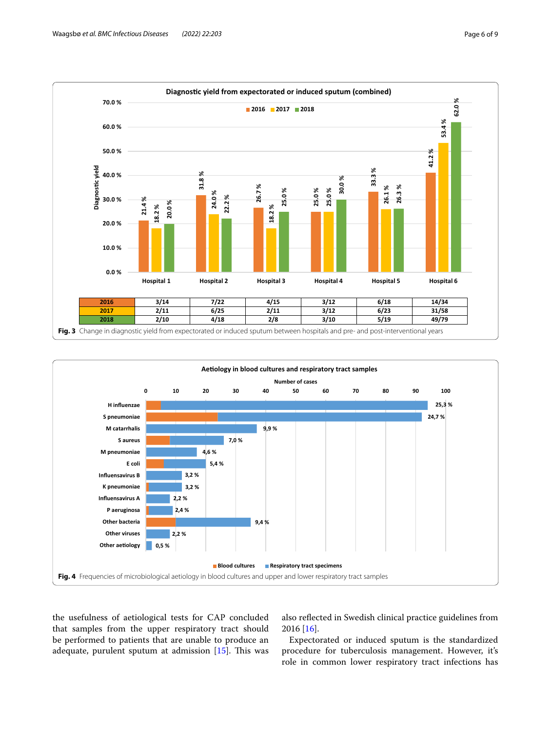**Diagnostic yield from expectorated or induced sputum (combined)**

| | Hospital 1 | Hospital 2 | Hospital 3 | Hospital 4 | Hospital 5 | Hospital 6 |
|---|---|---|---|---|---|---|
| 2016 | 3/14 | 7/22 | 4/15 | 3/12 | 6/18 | 14/34 |
| 2017 | 2/11 | 6/25 | 2/11 | 3/12 | 6/23 | 31/58 |
| 2018 | 2/10 | 4/18 | 2/8 | 3/10 | 5/19 | 49/79 |

**Fig. 3** Change in diagnostic yield from expectorated or induced sputum between hospitals and pre- and post-interventional years

**Fig. 4** Frequencies of microbiological aetiology in blood cultures and upper and lower respiratory tract samples

the usefulness of aetiological tests for CAP concluded that samples from the upper respiratory tract should be performed to patients that are unable to produce an adequate, purulent sputum at admission [15]. This was also reflected in Swedish clinical practice guidelines from 2016 [16].

Expectorated or induced sputum is the standardized procedure for tuberculosis management. However, it's role in common lower respiratory tract infections has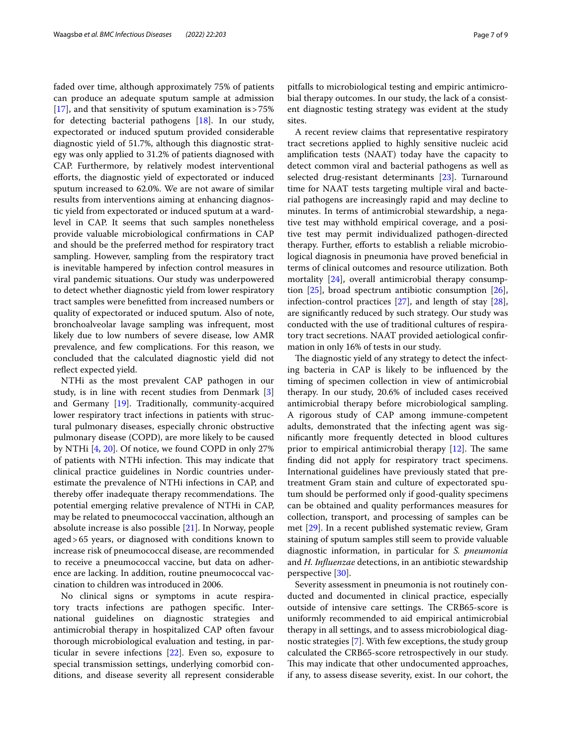faded over time, although approximately 75% of patients can produce an adequate sputum sample at admission [17], and that sensitivity of sputum examination is > 75% for detecting bacterial pathogens [18]. In our study, expectorated or induced sputum provided considerable diagnostic yield of 51.7%, although this diagnostic strategy was only applied to 31.2% of patients diagnosed with CAP. Furthermore, by relatively modest interventional efforts, the diagnostic yield of expectorated or induced sputum increased to 62.0%. We are not aware of similar results from interventions aiming at enhancing diagnostic yield from expectorated or induced sputum at a ward-level in CAP. It seems that such samples nonetheless provide valuable microbiological confirmations in CAP and should be the preferred method for respiratory tract sampling. However, sampling from the respiratory tract is inevitable hampered by infection control measures in viral pandemic situations. Our study was underpowered to detect whether diagnostic yield from lower respiratory tract samples were benefitted from increased numbers or quality of expectorated or induced sputum. Also of note, bronchoalveolar lavage sampling was infrequent, most likely due to low numbers of severe disease, low AMR prevalence, and few complications. For this reason, we concluded that the calculated diagnostic yield did not reflect expected yield.

NTHi as the most prevalent CAP pathogen in our study, is in line with recent studies from Denmark [3] and Germany [19]. Traditionally, community-acquired lower respiratory tract infections in patients with structural pulmonary diseases, especially chronic obstructive pulmonary disease (COPD), are more likely to be caused by NTHi [4, 20]. Of notice, we found COPD in only 27% of patients with NTHi infection. This may indicate that clinical practice guidelines in Nordic countries underestimate the prevalence of NTHi infections in CAP, and thereby offer inadequate therapy recommendations. The potential emerging relative prevalence of NTHi in CAP, may be related to pneumococcal vaccination, although an absolute increase is also possible [21]. In Norway, people aged > 65 years, or diagnosed with conditions known to increase risk of pneumococcal disease, are recommended to receive a pneumococcal vaccine, but data on adherence are lacking. In addition, routine pneumococcal vaccination to children was introduced in 2006.

No clinical signs or symptoms in acute respiratory tracts infections are pathogen specific. International guidelines on diagnostic strategies and antimicrobial therapy in hospitalized CAP often favour thorough microbiological evaluation and testing, in particular in severe infections [22]. Even so, exposure to special transmission settings, underlying comorbid conditions, and disease severity all represent considerable pitfalls to microbiological testing and empiric antimicrobial therapy outcomes. In our study, the lack of a consistent diagnostic testing strategy was evident at the study sites.

A recent review claims that representative respiratory tract secretions applied to highly sensitive nucleic acid amplification tests (NAAT) today have the capacity to detect common viral and bacterial pathogens as well as selected drug-resistant determinants [23]. Turnaround time for NAAT tests targeting multiple viral and bacterial pathogens are increasingly rapid and may decline to minutes. In terms of antimicrobial stewardship, a negative test may withhold empirical coverage, and a positive test may permit individualized pathogen-directed therapy. Further, efforts to establish a reliable microbiological diagnosis in pneumonia have proved beneficial in terms of clinical outcomes and resource utilization. Both mortality [24], overall antimicrobial therapy consumption [25], broad spectrum antibiotic consumption [26], infection-control practices [27], and length of stay [28], are significantly reduced by such strategy. Our study was conducted with the use of traditional cultures of respiratory tract secretions. NAAT provided aetiological confirmation in only 16% of tests in our study.

The diagnostic yield of any strategy to detect the infecting bacteria in CAP is likely to be influenced by the timing of specimen collection in view of antimicrobial therapy. In our study, 20.6% of included cases received antimicrobial therapy before microbiological sampling. A rigorous study of CAP among immune-competent adults, demonstrated that the infecting agent was significantly more frequently detected in blood cultures prior to empirical antimicrobial therapy [12]. The same finding did not apply for respiratory tract specimens. International guidelines have previously stated that pre-treatment Gram stain and culture of expectorated sputum should be performed only if good-quality specimens can be obtained and quality performances measures for collection, transport, and processing of samples can be met [29]. In a recent published systematic review, Gram staining of sputum samples still seem to provide valuable diagnostic information, in particular for *S. pneumonia* and *H. Influenzae* detections, in an antibiotic stewardship perspective [30].

Severity assessment in pneumonia is not routinely conducted and documented in clinical practice, especially outside of intensive care settings. The CRB65-score is uniformly recommended to aid empirical antimicrobial therapy in all settings, and to assess microbiological diagnostic strategies [7]. With few exceptions, the study group calculated the CRB65-score retrospectively in our study. This may indicate that other undocumented approaches, if any, to assess disease severity, exist. In our cohort, the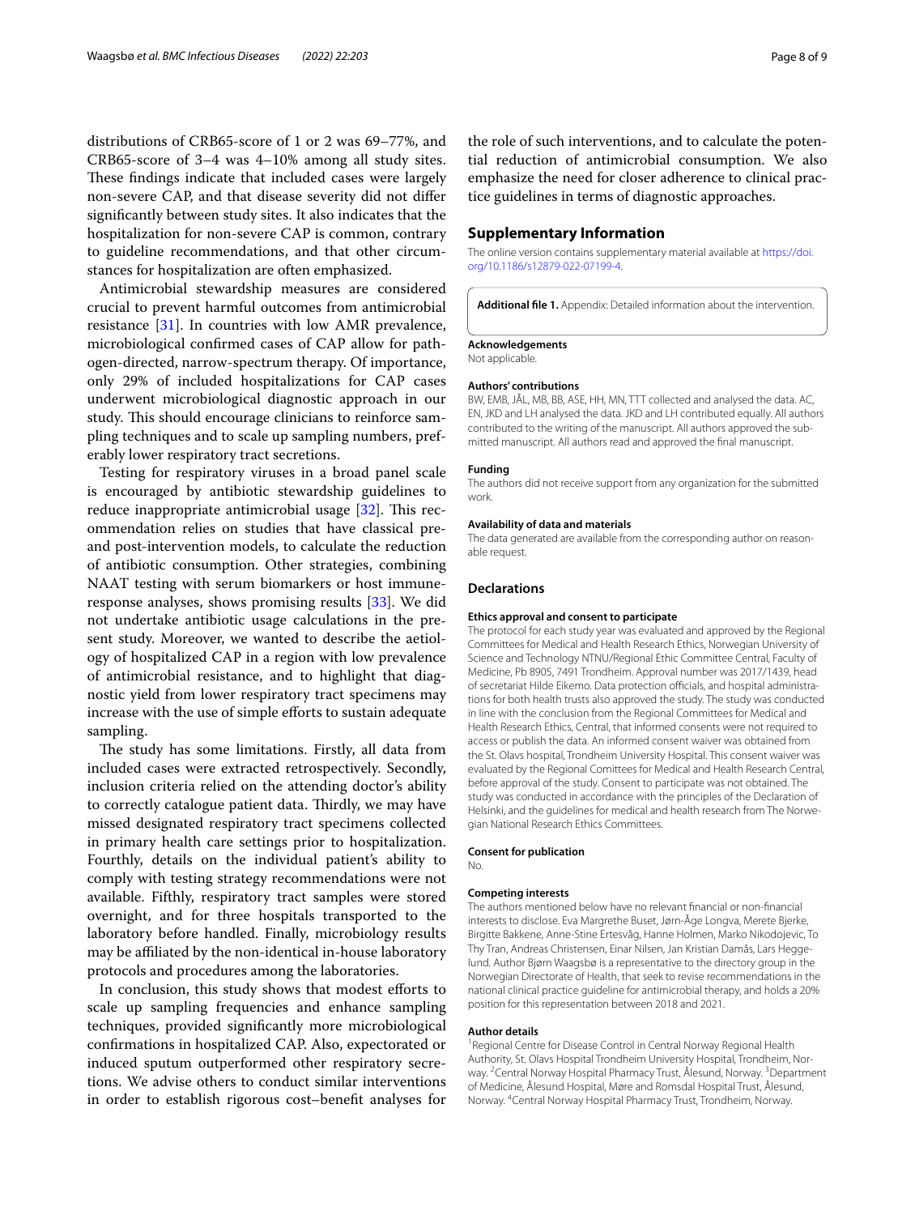distributions of CRB65-score of 1 or 2 was 69–77%, and CRB65-score of 3–4 was 4–10% among all study sites. These findings indicate that included cases were largely non-severe CAP, and that disease severity did not differ significantly between study sites. It also indicates that the hospitalization for non-severe CAP is common, contrary to guideline recommendations, and that other circumstances for hospitalization are often emphasized.

Antimicrobial stewardship measures are considered crucial to prevent harmful outcomes from antimicrobial resistance [31]. In countries with low AMR prevalence, microbiological confirmed cases of CAP allow for pathogen-directed, narrow-spectrum therapy. Of importance, only 29% of included hospitalizations for CAP cases underwent microbiological diagnostic approach in our study. This should encourage clinicians to reinforce sampling techniques and to scale up sampling numbers, preferably lower respiratory tract secretions.

Testing for respiratory viruses in a broad panel scale is encouraged by antibiotic stewardship guidelines to reduce inappropriate antimicrobial usage [32]. This recommendation relies on studies that have classical pre- and post-intervention models, to calculate the reduction of antibiotic consumption. Other strategies, combining NAAT testing with serum biomarkers or host immune-response analyses, shows promising results [33]. We did not undertake antibiotic usage calculations in the present study. Moreover, we wanted to describe the aetiology of hospitalized CAP in a region with low prevalence of antimicrobial resistance, and to highlight that diagnostic yield from lower respiratory tract specimens may increase with the use of simple efforts to sustain adequate sampling.

The study has some limitations. Firstly, all data from included cases were extracted retrospectively. Secondly, inclusion criteria relied on the attending doctor's ability to correctly catalogue patient data. Thirdly, we may have missed designated respiratory tract specimens collected in primary health care settings prior to hospitalization. Fourthly, details on the individual patient's ability to comply with testing strategy recommendations were not available. Fifthly, respiratory tract samples were stored overnight, and for three hospitals transported to the laboratory before handled. Finally, microbiology results may be affiliated by the non-identical in-house laboratory protocols and procedures among the laboratories.

In conclusion, this study shows that modest efforts to scale up sampling frequencies and enhance sampling techniques, provided significantly more microbiological confirmations in hospitalized CAP. Also, expectorated or induced sputum outperformed other respiratory secretions. We advise others to conduct similar interventions in order to establish rigorous cost–benefit analyses for the role of such interventions, and to calculate the potential reduction of antimicrobial consumption. We also emphasize the need for closer adherence to clinical practice guidelines in terms of diagnostic approaches.

## Supplementary Information

The online version contains supplementary material available at https://doi.org/10.1186/s12879-022-07199-4.

**Additional file 1.** Appendix: Detailed information about the intervention.

### Acknowledgements
Not applicable.

### Authors' contributions
BW, EMB, JÅL, MB, BB, ASE, HH, MN, TTT collected and analysed the data. AC, EN, JKD and LH analysed the data. JKD and LH contributed equally. All authors contributed to the writing of the manuscript. All authors approved the submitted manuscript. All authors read and approved the final manuscript.

### Funding
The authors did not receive support from any organization for the submitted work.

### Availability of data and materials
The data generated are available from the corresponding author on reasonable request.

## Declarations

### Ethics approval and consent to participate
The protocol for each study year was evaluated and approved by the Regional Committees for Medical and Health Research Ethics, Norwegian University of Science and Technology NTNU/Regional Ethic Committee Central, Faculty of Medicine, Pb 8905, 7491 Trondheim. Approval number was 2017/1439, head of secretariat Hilde Eikemo. Data protection officials, and hospital administrations for both health trusts also approved the study. The study was conducted in line with the conclusion from the Regional Committees for Medical and Health Research Ethics, Central, that informed consents were not required to access or publish the data. An informed consent waiver was obtained from the St. Olavs hospital, Trondheim University Hospital. This consent waiver was evaluated by the Regional Comittees for Medical and Health Research Central, before approval of the study. Consent to participate was not obtained. The study was conducted in accordance with the principles of the Declaration of Helsinki, and the guidelines for medical and health research from The Norwegian National Research Ethics Committees.

### Consent for publication
No.

### Competing interests
The authors mentioned below have no relevant financial or non-financial interests to disclose. Eva Margrethe Buset, Jørn-Åge Longva, Merete Bjerke, Birgitte Bakkene, Anne-Stine Ertesvåg, Hanne Holmen, Marko Nikodojevic, To Thy Tran, Andreas Christensen, Einar Nilsen, Jan Kristian Damås, Lars Heggelund. Author Bjørn Waagsbø is a representative to the directory group in the Norwegian Directorate of Health, that seek to revise recommendations in the national clinical practice guideline for antimicrobial therapy, and holds a 20% position for this representation between 2018 and 2021.

### Author details
[1]Regional Centre for Disease Control in Central Norway Regional Health Authority, St. Olavs Hospital Trondheim University Hospital, Trondheim, Norway. [2]Central Norway Hospital Pharmacy Trust, Ålesund, Norway. [3]Department of Medicine, Ålesund Hospital, Møre and Romsdal Hospital Trust, Ålesund, Norway. [4]Central Norway Hospital Pharmacy Trust, Trondheim, Norway.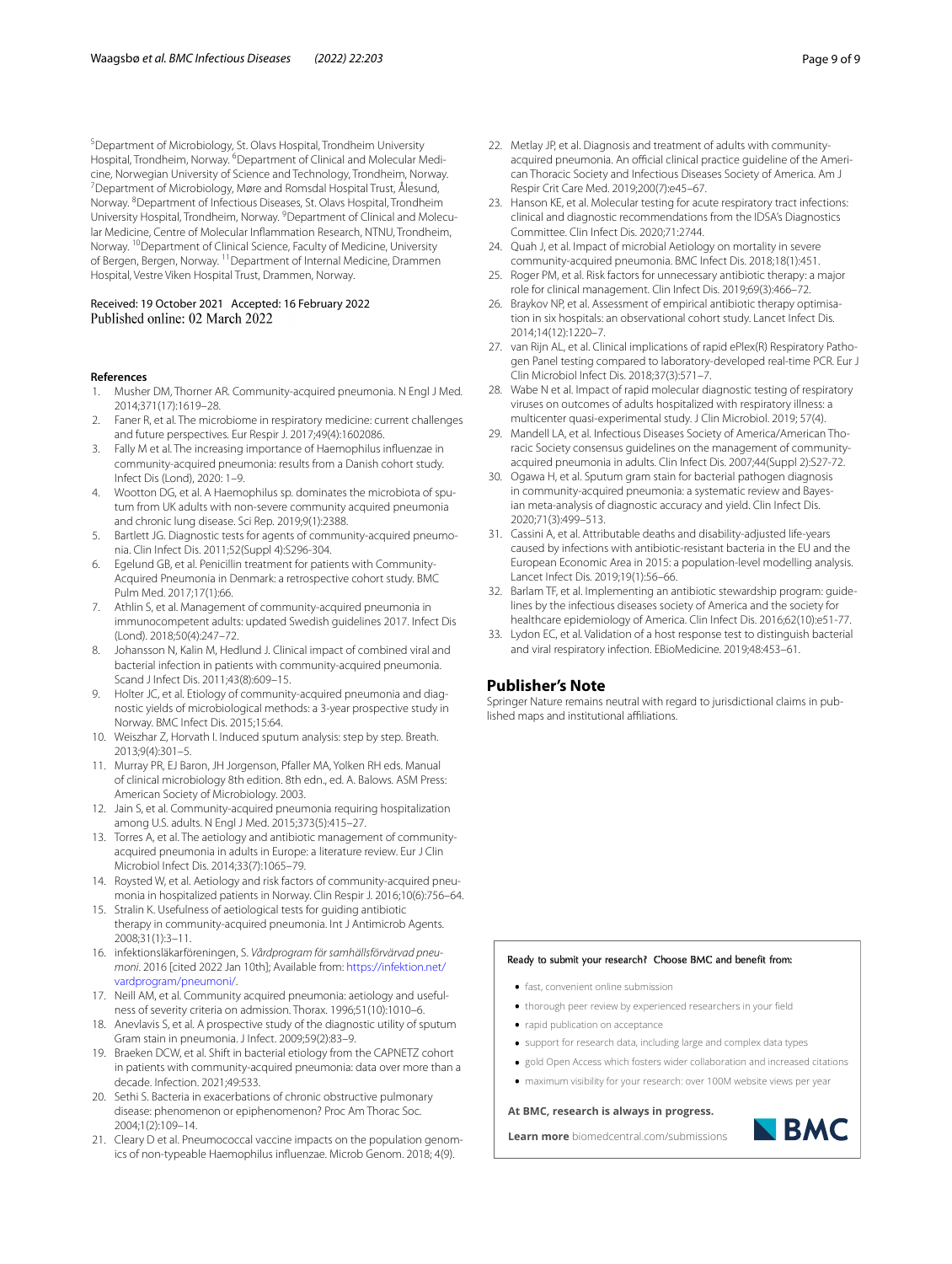[5]Department of Microbiology, St. Olavs Hospital, Trondheim University Hospital, Trondheim, Norway. [6]Department of Clinical and Molecular Medicine, Norwegian University of Science and Technology, Trondheim, Norway. [7]Department of Microbiology, Møre and Romsdal Hospital Trust, Ålesund, Norway. [8]Department of Infectious Diseases, St. Olavs Hospital, Trondheim University Hospital, Trondheim, Norway. [9]Department of Clinical and Molecular Medicine, Centre of Molecular Inflammation Research, NTNU, Trondheim, Norway. [10]Department of Clinical Science, Faculty of Medicine, University of Bergen, Bergen, Norway. [11]Department of Internal Medicine, Drammen Hospital, Vestre Viken Hospital Trust, Drammen, Norway.

Received: 19 October 2021 Accepted: 16 February 2022
Published online: 02 March 2022

#### References

1. Musher DM, Thorner AR. Community-acquired pneumonia. N Engl J Med. 2014;371(17):1619–28.
2. Faner R, et al. The microbiome in respiratory medicine: current challenges and future perspectives. Eur Respir J. 2017;49(4):1602086.
3. Fally M et al. The increasing importance of Haemophilus influenzae in community-acquired pneumonia: results from a Danish cohort study. Infect Dis (Lond), 2020: 1–9.
4. Wootton DG, et al. A Haemophilus sp. dominates the microbiota of sputum from UK adults with non-severe community acquired pneumonia and chronic lung disease. Sci Rep. 2019;9(1):2388.
5. Bartlett JG. Diagnostic tests for agents of community-acquired pneumonia. Clin Infect Dis. 2011;52(Suppl 4):S296-304.
6. Egelund GB, et al. Penicillin treatment for patients with Community-Acquired Pneumonia in Denmark: a retrospective cohort study. BMC Pulm Med. 2017;17(1):66.
7. Athlin S, et al. Management of community-acquired pneumonia in immunocompetent adults: updated Swedish guidelines 2017. Infect Dis (Lond). 2018;50(4):247–72.
8. Johansson N, Kalin M, Hedlund J. Clinical impact of combined viral and bacterial infection in patients with community-acquired pneumonia. Scand J Infect Dis. 2011;43(8):609–15.
9. Holter JC, et al. Etiology of community-acquired pneumonia and diagnostic yields of microbiological methods: a 3-year prospective study in Norway. BMC Infect Dis. 2015;15:64.
10. Weiszhar Z, Horvath I. Induced sputum analysis: step by step. Breath. 2013;9(4):301–5.
11. Murray PR, EJ Baron, JH Jorgenson, Pfaller MA, Yolken RH eds. Manual of clinical microbiology 8th edition. 8th edn., ed. A. Balows. ASM Press: American Society of Microbiology. 2003.
12. Jain S, et al. Community-acquired pneumonia requiring hospitalization among U.S. adults. N Engl J Med. 2015;373(5):415–27.
13. Torres A, et al. The aetiology and antibiotic management of community-acquired pneumonia in adults in Europe: a literature review. Eur J Clin Microbiol Infect Dis. 2014;33(7):1065–79.
14. Roysted W, et al. Aetiology and risk factors of community-acquired pneumonia in hospitalized patients in Norway. Clin Respir J. 2016;10(6):756–64.
15. Stralin K. Usefulness of aetiological tests for guiding antibiotic therapy in community-acquired pneumonia. Int J Antimicrob Agents. 2008;31(1):3–11.
16. infektionsläkarföreningen, S. *Vårdprogram för samhällsförvärvad pneumoni*. 2016 [cited 2022 Jan 10th]; Available from: https://infektion.net/vardprogram/pneumoni/.
17. Neill AM, et al. Community acquired pneumonia: aetiology and usefulness of severity criteria on admission. Thorax. 1996;51(10):1010–6.
18. Anevlavis S, et al. A prospective study of the diagnostic utility of sputum Gram stain in pneumonia. J Infect. 2009;59(2):83–9.
19. Braeken DCW, et al. Shift in bacterial etiology from the CAPNETZ cohort in patients with community-acquired pneumonia: data over more than a decade. Infection. 2021;49:533.
20. Sethi S. Bacteria in exacerbations of chronic obstructive pulmonary disease: phenomenon or epiphenomenon? Proc Am Thorac Soc. 2004;1(2):109–14.
21. Cleary D et al. Pneumococcal vaccine impacts on the population genomics of non-typeable Haemophilus influenzae. Microb Genom. 2018; 4(9).
22. Metlay JP, et al. Diagnosis and treatment of adults with community-acquired pneumonia. An official clinical practice guideline of the American Thoracic Society and Infectious Diseases Society of America. Am J Respir Crit Care Med. 2019;200(7):e45–67.
23. Hanson KE, et al. Molecular testing for acute respiratory tract infections: clinical and diagnostic recommendations from the IDSA's Diagnostics Committee. Clin Infect Dis. 2020;71:2744.
24. Quah J, et al. Impact of microbial Aetiology on mortality in severe community-acquired pneumonia. BMC Infect Dis. 2018;18(1):451.
25. Roger PM, et al. Risk factors for unnecessary antibiotic therapy: a major role for clinical management. Clin Infect Dis. 2019;69(3):466–72.
26. Braykov NP, et al. Assessment of empirical antibiotic therapy optimisation in six hospitals: an observational cohort study. Lancet Infect Dis. 2014;14(12):1220–7.
27. van Rijn AL, et al. Clinical implications of rapid ePlex(R) Respiratory Pathogen Panel testing compared to laboratory-developed real-time PCR. Eur J Clin Microbiol Infect Dis. 2018;37(3):571–7.
28. Wabe N et al. Impact of rapid molecular diagnostic testing of respiratory viruses on outcomes of adults hospitalized with respiratory illness: a multicenter quasi-experimental study. J Clin Microbiol. 2019; 57(4).
29. Mandell LA, et al. Infectious Diseases Society of America/American Thoracic Society consensus guidelines on the management of community-acquired pneumonia in adults. Clin Infect Dis. 2007;44(Suppl 2):S27-72.
30. Ogawa H, et al. Sputum gram stain for bacterial pathogen diagnosis in community-acquired pneumonia: a systematic review and Bayesian meta-analysis of diagnostic accuracy and yield. Clin Infect Dis. 2020;71(3):499–513.
31. Cassini A, et al. Attributable deaths and disability-adjusted life-years caused by infections with antibiotic-resistant bacteria in the EU and the European Economic Area in 2015: a population-level modelling analysis. Lancet Infect Dis. 2019;19(1):56–66.
32. Barlam TF, et al. Implementing an antibiotic stewardship program: guidelines by the infectious diseases society of America and the society for healthcare epidemiology of America. Clin Infect Dis. 2016;62(10):e51-77.
33. Lydon EC, et al. Validation of a host response test to distinguish bacterial and viral respiratory infection. EBioMedicine. 2019;48:453–61.

## Publisher's Note

Springer Nature remains neutral with regard to jurisdictional claims in published maps and institutional affiliations.

Ready to submit your research? Choose BMC and benefit from:

- fast, convenient online submission
- thorough peer review by experienced researchers in your field
- rapid publication on acceptance
- support for research data, including large and complex data types
- gold Open Access which fosters wider collaboration and increased citations
- maximum visibility for your research: over 100M website views per year

**At BMC, research is always in progress.**

**Learn more** biomedcentral.com/submissions

BMC